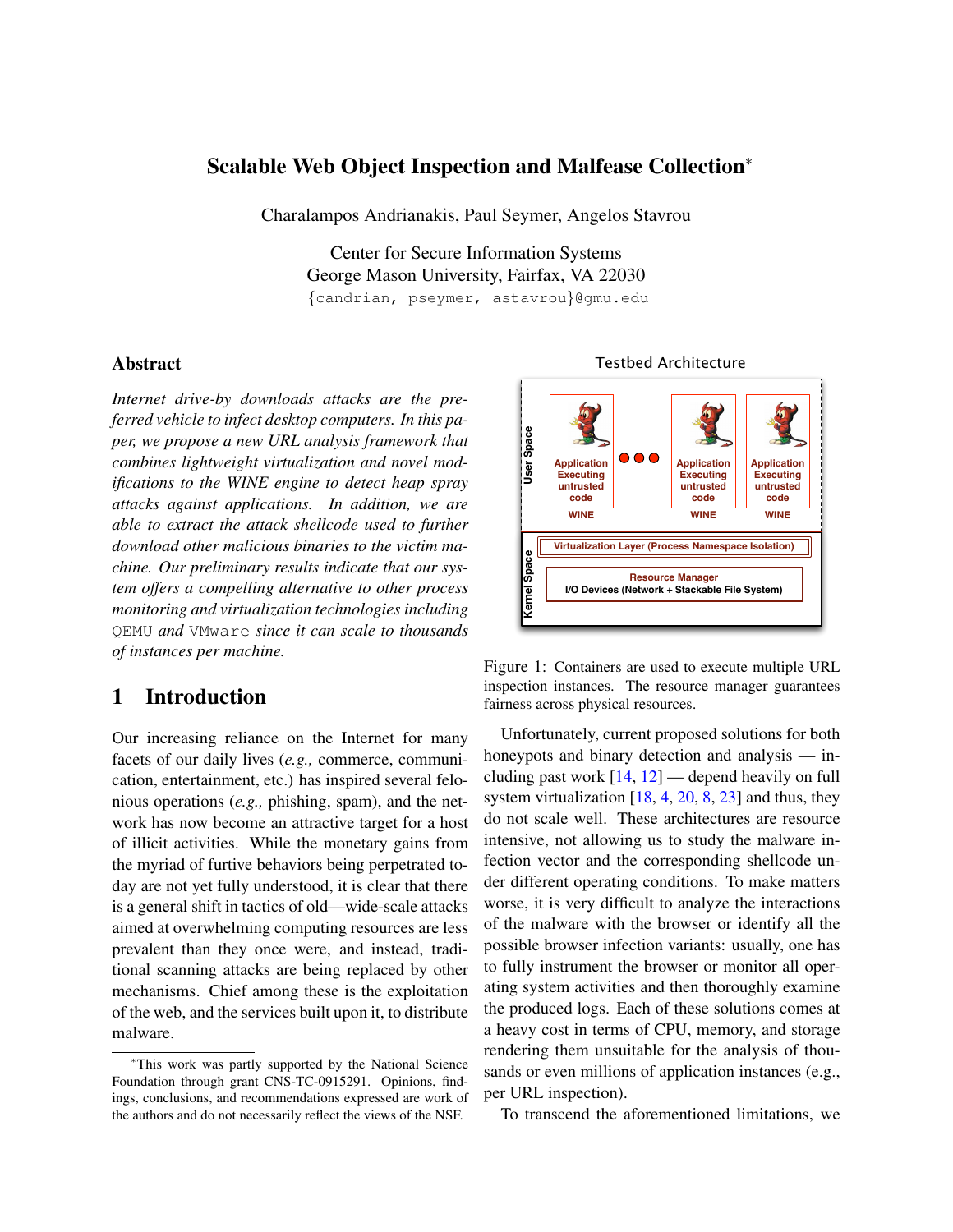# Scalable Web Object Inspection and Malfease Collection*

Charalampos Andrianakis, Paul Seymer, Angelos Stavrou

Center for Secure Information Systems
George Mason University, Fairfax, VA 22030
{candrian, pseymer, astavrou}@gmu.edu

## Abstract

*Internet drive-by downloads attacks are the preferred vehicle to infect desktop computers. In this paper, we propose a new URL analysis framework that combines lightweight virtualization and novel modifications to the WINE engine to detect heap spray attacks against applications. In addition, we are able to extract the attack shellcode used to further download other malicious binaries to the victim machine. Our preliminary results indicate that our system offers a compelling alternative to other process monitoring and virtualization technologies including* `QEMU` *and* `VMware` *since it can scale to thousands of instances per machine.*

## 1 Introduction

Our increasing reliance on the Internet for many facets of our daily lives (*e.g.,* commerce, communication, entertainment, etc.) has inspired several felonious operations (*e.g.,* phishing, spam), and the network has now become an attractive target for a host of illicit activities. While the monetary gains from the myriad of furtive behaviors being perpetrated today are not yet fully understood, it is clear that there is a general shift in tactics of old—wide-scale attacks aimed at overwhelming computing resources are less prevalent than they once were, and instead, traditional scanning attacks are being replaced by other mechanisms. Chief among these is the exploitation of the web, and the services built upon it, to distribute malware.

*This work was partly supported by the National Science Foundation through grant CNS-TC-0915291. Opinions, findings, conclusions, and recommendations expressed are work of the authors and do not necessarily reflect the views of the NSF.

Testbed Architecture

User Space: Application Executing untrusted code (WINE) ... Application Executing untrusted code (WINE), Application Executing untrusted code (WINE)

Kernel Space: Virtualization Layer (Process Namespace Isolation); Resource Manager, I/O Devices (Network + Stackable File System)

Figure 1: Containers are used to execute multiple URL inspection instances. The resource manager guarantees fairness across physical resources.

Unfortunately, current proposed solutions for both honeypots and binary detection and analysis — including past work [14, 12] — depend heavily on full system virtualization [18, 4, 20, 8, 23] and thus, they do not scale well. These architectures are resource intensive, not allowing us to study the malware infection vector and the corresponding shellcode under different operating conditions. To make matters worse, it is very difficult to analyze the interactions of the malware with the browser or identify all the possible browser infection variants: usually, one has to fully instrument the browser or monitor all operating system activities and then thoroughly examine the produced logs. Each of these solutions comes at a heavy cost in terms of CPU, memory, and storage rendering them unsuitable for the analysis of thousands or even millions of application instances (e.g., per URL inspection).

To transcend the aforementioned limitations, we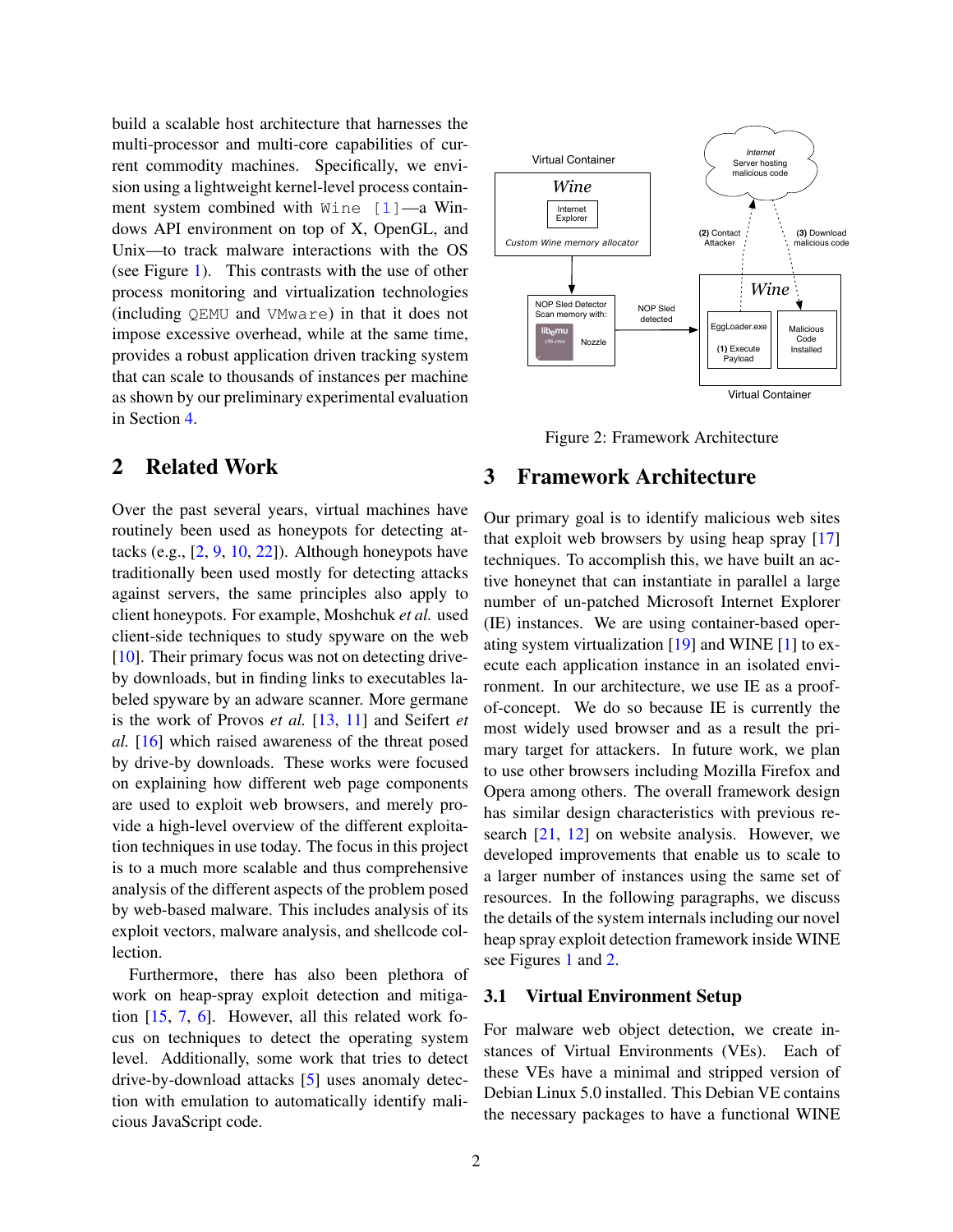build a scalable host architecture that harnesses the multi-processor and multi-core capabilities of current commodity machines. Specifically, we envision using a lightweight kernel-level process containment system combined with `Wine [1]`—a Windows API environment on top of X, OpenGL, and Unix—to track malware interactions with the OS (see Figure 1). This contrasts with the use of other process monitoring and virtualization technologies (including `QEMU` and `VMware`) in that it does not impose excessive overhead, while at the same time, provides a robust application driven tracking system that can scale to thousands of instances per machine as shown by our preliminary experimental evaluation in Section 4.

## 2 Related Work

Over the past several years, virtual machines have routinely been used as honeypots for detecting attacks (e.g., [2, 9, 10, 22]). Although honeypots have traditionally been used mostly for detecting attacks against servers, the same principles also apply to client honeypots. For example, Moshchuk *et al.* used client-side techniques to study spyware on the web [10]. Their primary focus was not on detecting drive-by downloads, but in finding links to executables labeled spyware by an adware scanner. More germane is the work of Provos *et al.* [13, 11] and Seifert *et al.* [16] which raised awareness of the threat posed by drive-by downloads. These works were focused on explaining how different web page components are used to exploit web browsers, and merely provide a high-level overview of the different exploitation techniques in use today. The focus in this project is to a much more scalable and thus comprehensive analysis of the different aspects of the problem posed by web-based malware. This includes analysis of its exploit vectors, malware analysis, and shellcode collection.

Furthermore, there has also been plethora of work on heap-spray exploit detection and mitigation [15, 7, 6]. However, all this related work focus on techniques to detect the operating system level. Additionally, some work that tries to detect drive-by-download attacks [5] uses anomaly detection with emulation to automatically identify malicious JavaScript code.

Figure 2: Framework Architecture

## 3 Framework Architecture

Our primary goal is to identify malicious web sites that exploit web browsers by using heap spray [17] techniques. To accomplish this, we have built an active honeynet that can instantiate in parallel a large number of un-patched Microsoft Internet Explorer (IE) instances. We are using container-based operating system virtualization [19] and WINE [1] to execute each application instance in an isolated environment. In our architecture, we use IE as a proof-of-concept. We do so because IE is currently the most widely used browser and as a result the primary target for attackers. In future work, we plan to use other browsers including Mozilla Firefox and Opera among others. The overall framework design has similar design characteristics with previous research [21, 12] on website analysis. However, we developed improvements that enable us to scale to a larger number of instances using the same set of resources. In the following paragraphs, we discuss the details of the system internals including our novel heap spray exploit detection framework inside WINE see Figures 1 and 2.

### 3.1 Virtual Environment Setup

For malware web object detection, we create instances of Virtual Environments (VEs). Each of these VEs have a minimal and stripped version of Debian Linux 5.0 installed. This Debian VE contains the necessary packages to have a functional WINE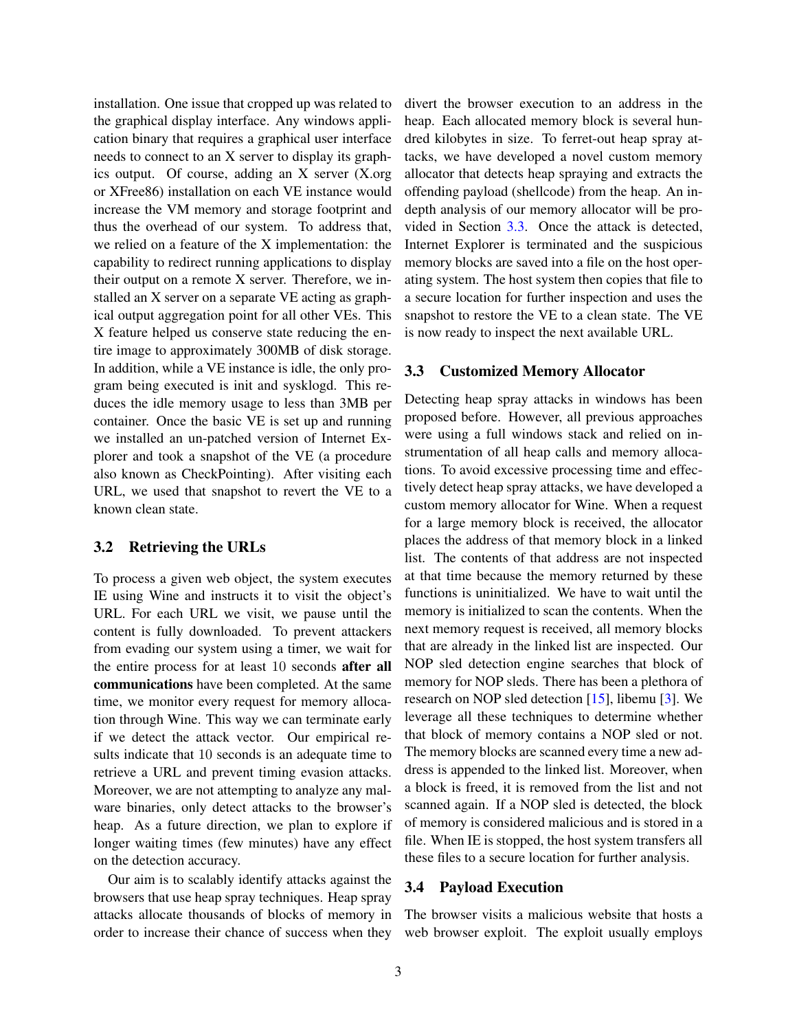installation. One issue that cropped up was related to the graphical display interface. Any windows application binary that requires a graphical user interface needs to connect to an X server to display its graphics output. Of course, adding an X server (X.org or XFree86) installation on each VE instance would increase the VM memory and storage footprint and thus the overhead of our system. To address that, we relied on a feature of the X implementation: the capability to redirect running applications to display their output on a remote X server. Therefore, we installed an X server on a separate VE acting as graphical output aggregation point for all other VEs. This X feature helped us conserve state reducing the entire image to approximately 300MB of disk storage. In addition, while a VE instance is idle, the only program being executed is init and sysklogd. This reduces the idle memory usage to less than 3MB per container. Once the basic VE is set up and running we installed an un-patched version of Internet Explorer and took a snapshot of the VE (a procedure also known as CheckPointing). After visiting each URL, we used that snapshot to revert the VE to a known clean state.

### 3.2 Retrieving the URLs

To process a given web object, the system executes IE using Wine and instructs it to visit the object's URL. For each URL we visit, we pause until the content is fully downloaded. To prevent attackers from evading our system using a timer, we wait for the entire process for at least 10 seconds **after all communications** have been completed. At the same time, we monitor every request for memory allocation through Wine. This way we can terminate early if we detect the attack vector. Our empirical results indicate that 10 seconds is an adequate time to retrieve a URL and prevent timing evasion attacks. Moreover, we are not attempting to analyze any malware binaries, only detect attacks to the browser's heap. As a future direction, we plan to explore if longer waiting times (few minutes) have any effect on the detection accuracy.

Our aim is to scalably identify attacks against the browsers that use heap spray techniques. Heap spray attacks allocate thousands of blocks of memory in order to increase their chance of success when they divert the browser execution to an address in the heap. Each allocated memory block is several hundred kilobytes in size. To ferret-out heap spray attacks, we have developed a novel custom memory allocator that detects heap spraying and extracts the offending payload (shellcode) from the heap. An in-depth analysis of our memory allocator will be provided in Section 3.3. Once the attack is detected, Internet Explorer is terminated and the suspicious memory blocks are saved into a file on the host operating system. The host system then copies that file to a secure location for further inspection and uses the snapshot to restore the VE to a clean state. The VE is now ready to inspect the next available URL.

### 3.3 Customized Memory Allocator

Detecting heap spray attacks in windows has been proposed before. However, all previous approaches were using a full windows stack and relied on instrumentation of all heap calls and memory allocations. To avoid excessive processing time and effectively detect heap spray attacks, we have developed a custom memory allocator for Wine. When a request for a large memory block is received, the allocator places the address of that memory block in a linked list. The contents of that address are not inspected at that time because the memory returned by these functions is uninitialized. We have to wait until the memory is initialized to scan the contents. When the next memory request is received, all memory blocks that are already in the linked list are inspected. Our NOP sled detection engine searches that block of memory for NOP sleds. There has been a plethora of research on NOP sled detection [15], libemu [3]. We leverage all these techniques to determine whether that block of memory contains a NOP sled or not. The memory blocks are scanned every time a new address is appended to the linked list. Moreover, when a block is freed, it is removed from the list and not scanned again. If a NOP sled is detected, the block of memory is considered malicious and is stored in a file. When IE is stopped, the host system transfers all these files to a secure location for further analysis.

### 3.4 Payload Execution

The browser visits a malicious website that hosts a web browser exploit. The exploit usually employs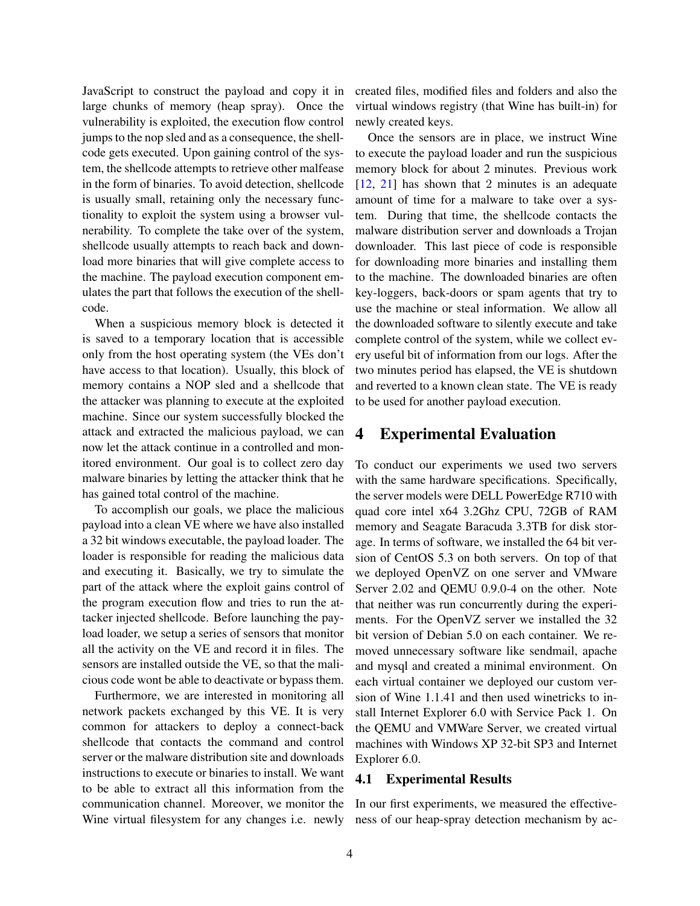JavaScript to construct the payload and copy it in large chunks of memory (heap spray). Once the vulnerability is exploited, the execution flow control jumps to the nop sled and as a consequence, the shellcode gets executed. Upon gaining control of the system, the shellcode attempts to retrieve other malfease in the form of binaries. To avoid detection, shellcode is usually small, retaining only the necessary functionality to exploit the system using a browser vulnerability. To complete the take over of the system, shellcode usually attempts to reach back and download more binaries that will give complete access to the machine. The payload execution component emulates the part that follows the execution of the shellcode.

When a suspicious memory block is detected it is saved to a temporary location that is accessible only from the host operating system (the VEs don't have access to that location). Usually, this block of memory contains a NOP sled and a shellcode that the attacker was planning to execute at the exploited machine. Since our system successfully blocked the attack and extracted the malicious payload, we can now let the attack continue in a controlled and monitored environment. Our goal is to collect zero day malware binaries by letting the attacker think that he has gained total control of the machine.

To accomplish our goals, we place the malicious payload into a clean VE where we have also installed a 32 bit windows executable, the payload loader. The loader is responsible for reading the malicious data and executing it. Basically, we try to simulate the part of the attack where the exploit gains control of the program execution flow and tries to run the attacker injected shellcode. Before launching the payload loader, we setup a series of sensors that monitor all the activity on the VE and record it in files. The sensors are installed outside the VE, so that the malicious code wont be able to deactivate or bypass them.

Furthermore, we are interested in monitoring all network packets exchanged by this VE. It is very common for attackers to deploy a connect-back shellcode that contacts the command and control server or the malware distribution site and downloads instructions to execute or binaries to install. We want to be able to extract all this information from the communication channel. Moreover, we monitor the Wine virtual filesystem for any changes i.e. newly created files, modified files and folders and also the virtual windows registry (that Wine has built-in) for newly created keys.

Once the sensors are in place, we instruct Wine to execute the payload loader and run the suspicious memory block for about 2 minutes. Previous work [12, 21] has shown that 2 minutes is an adequate amount of time for a malware to take over a system. During that time, the shellcode contacts the malware distribution server and downloads a Trojan downloader. This last piece of code is responsible for downloading more binaries and installing them to the machine. The downloaded binaries are often key-loggers, back-doors or spam agents that try to use the machine or steal information. We allow all the downloaded software to silently execute and take complete control of the system, while we collect every useful bit of information from our logs. After the two minutes period has elapsed, the VE is shutdown and reverted to a known clean state. The VE is ready to be used for another payload execution.

# 4 Experimental Evaluation

To conduct our experiments we used two servers with the same hardware specifications. Specifically, the server models were DELL PowerEdge R710 with quad core intel x64 3.2Ghz CPU, 72GB of RAM memory and Seagate Baracuda 3.3TB for disk storage. In terms of software, we installed the 64 bit version of CentOS 5.3 on both servers. On top of that we deployed OpenVZ on one server and VMware Server 2.02 and QEMU 0.9.0-4 on the other. Note that neither was run concurrently during the experiments. For the OpenVZ server we installed the 32 bit version of Debian 5.0 on each container. We removed unnecessary software like sendmail, apache and mysql and created a minimal environment. On each virtual container we deployed our custom version of Wine 1.1.41 and then used winetricks to install Internet Explorer 6.0 with Service Pack 1. On the QEMU and VMWare Server, we created virtual machines with Windows XP 32-bit SP3 and Internet Explorer 6.0.

## 4.1 Experimental Results

In our first experiments, we measured the effectiveness of our heap-spray detection mechanism by ac-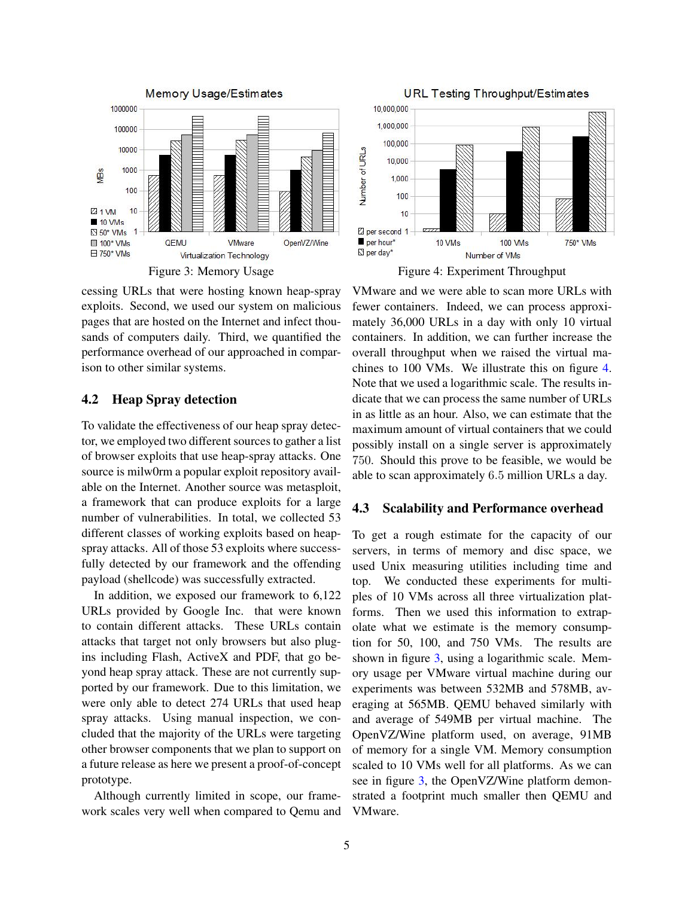Figure 3: Memory Usage

Figure 4: Experiment Throughput

cessing URLs that were hosting known heap-spray exploits. Second, we used our system on malicious pages that are hosted on the Internet and infect thousands of computers daily. Third, we quantified the performance overhead of our approached in comparison to other similar systems.

### 4.2 Heap Spray detection

To validate the effectiveness of our heap spray detector, we employed two different sources to gather a list of browser exploits that use heap-spray attacks. One source is milw0rm a popular exploit repository available on the Internet. Another source was metasploit, a framework that can produce exploits for a large number of vulnerabilities. In total, we collected 53 different classes of working exploits based on heap-spray attacks. All of those 53 exploits where successfully detected by our framework and the offending payload (shellcode) was successfully extracted.

In addition, we exposed our framework to 6,122 URLs provided by Google Inc. that were known to contain different attacks. These URLs contain attacks that target not only browsers but also plugins including Flash, ActiveX and PDF, that go beyond heap spray attack. These are not currently supported by our framework. Due to this limitation, we were only able to detect 274 URLs that used heap spray attacks. Using manual inspection, we concluded that the majority of the URLs were targeting other browser components that we plan to support on a future release as here we present a proof-of-concept prototype.

Although currently limited in scope, our framework scales very well when compared to Qemu and VMware and we were able to scan more URLs with fewer containers. Indeed, we can process approximately 36,000 URLs in a day with only 10 virtual containers. In addition, we can further increase the overall throughput when we raised the virtual machines to 100 VMs. We illustrate this on figure 4. Note that we used a logarithmic scale. The results indicate that we can process the same number of URLs in as little as an hour. Also, we can estimate that the maximum amount of virtual containers that we could possibly install on a single server is approximately 750. Should this prove to be feasible, we would be able to scan approximately 6.5 million URLs a day.

### 4.3 Scalability and Performance overhead

To get a rough estimate for the capacity of our servers, in terms of memory and disc space, we used Unix measuring utilities including time and top. We conducted these experiments for multiples of 10 VMs across all three virtualization platforms. Then we used this information to extrapolate what we estimate is the memory consumption for 50, 100, and 750 VMs. The results are shown in figure 3, using a logarithmic scale. Memory usage per VMware virtual machine during our experiments was between 532MB and 578MB, averaging at 565MB. QEMU behaved similarly with and average of 549MB per virtual machine. The OpenVZ/Wine platform used, on average, 91MB of memory for a single VM. Memory consumption scaled to 10 VMs well for all platforms. As we can see in figure 3, the OpenVZ/Wine platform demonstrated a footprint much smaller then QEMU and VMware.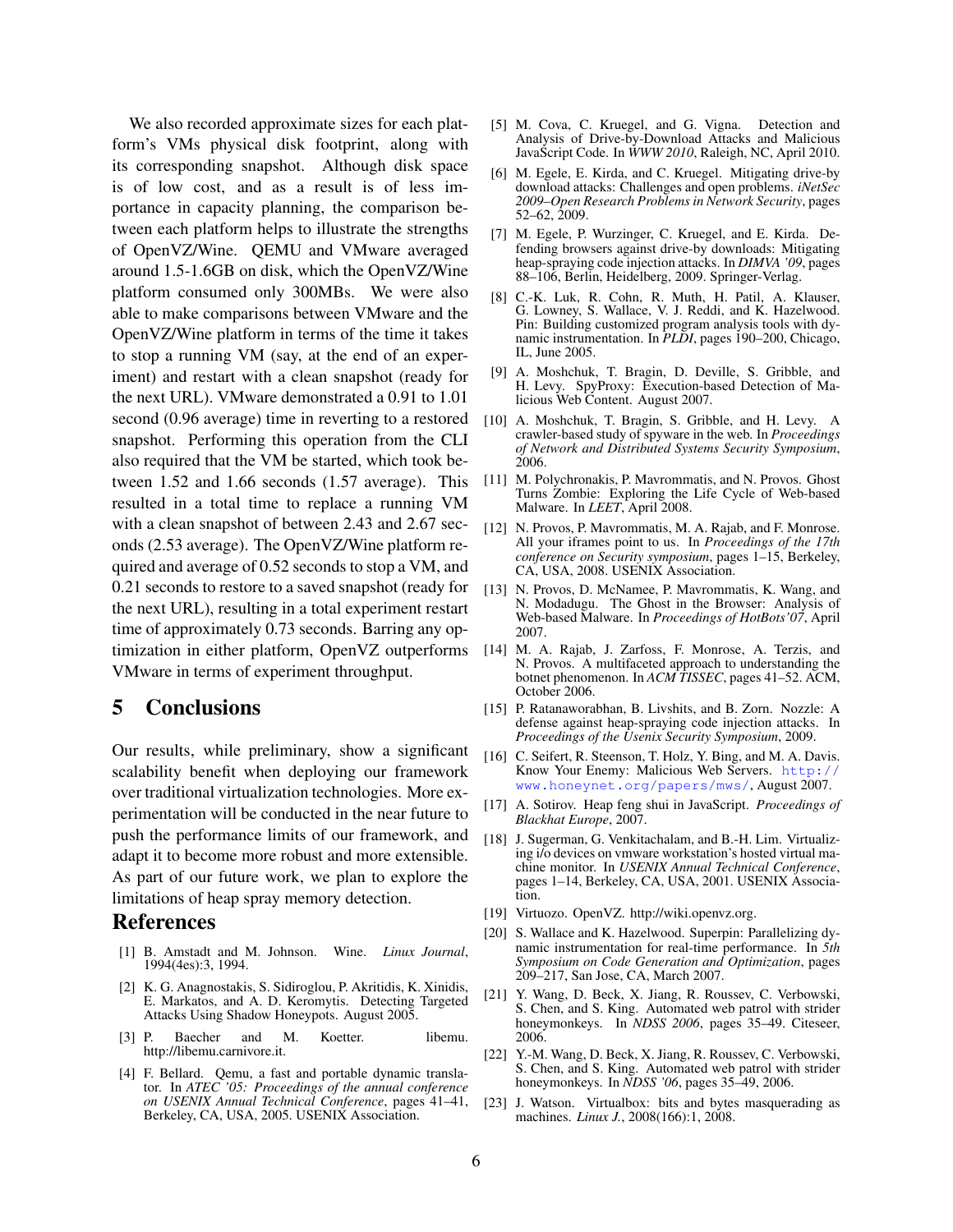We also recorded approximate sizes for each platform's VMs physical disk footprint, along with its corresponding snapshot. Although disk space is of low cost, and as a result is of less importance in capacity planning, the comparison between each platform helps to illustrate the strengths of OpenVZ/Wine. QEMU and VMware averaged around 1.5-1.6GB on disk, which the OpenVZ/Wine platform consumed only 300MBs. We were also able to make comparisons between VMware and the OpenVZ/Wine platform in terms of the time it takes to stop a running VM (say, at the end of an experiment) and restart with a clean snapshot (ready for the next URL). VMware demonstrated a 0.91 to 1.01 second (0.96 average) time in reverting to a restored snapshot. Performing this operation from the CLI also required that the VM be started, which took between 1.52 and 1.66 seconds (1.57 average). This resulted in a total time to replace a running VM with a clean snapshot of between 2.43 and 2.67 seconds (2.53 average). The OpenVZ/Wine platform required and average of 0.52 seconds to stop a VM, and 0.21 seconds to restore to a saved snapshot (ready for the next URL), resulting in a total experiment restart time of approximately 0.73 seconds. Barring any optimization in either platform, OpenVZ outperforms VMware in terms of experiment throughput.

## 5 Conclusions

Our results, while preliminary, show a significant scalability benefit when deploying our framework over traditional virtualization technologies. More experimentation will be conducted in the near future to push the performance limits of our framework, and adapt it to become more robust and more extensible. As part of our future work, we plan to explore the limitations of heap spray memory detection.

## References

[1] B. Amstadt and M. Johnson. Wine. *Linux Journal*, 1994(4es):3, 1994.

[2] K. G. Anagnostakis, S. Sidiroglou, P. Akritidis, K. Xinidis, E. Markatos, and A. D. Keromytis. Detecting Targeted Attacks Using Shadow Honeypots. August 2005.

[3] P. Baecher and M. Koetter. libemu. http://libemu.carnivore.it.

[4] F. Bellard. Qemu, a fast and portable dynamic translator. In *ATEC '05: Proceedings of the annual conference on USENIX Annual Technical Conference*, pages 41–41, Berkeley, CA, USA, 2005. USENIX Association.

[5] M. Cova, C. Kruegel, and G. Vigna. Detection and Analysis of Drive-by-Download Attacks and Malicious JavaScript Code. In *WWW 2010*, Raleigh, NC, April 2010.

[6] M. Egele, E. Kirda, and C. Kruegel. Mitigating drive-by download attacks: Challenges and open problems. *iNetSec 2009–Open Research Problems in Network Security*, pages 52–62, 2009.

[7] M. Egele, P. Wurzinger, C. Kruegel, and E. Kirda. Defending browsers against drive-by downloads: Mitigating heap-spraying code injection attacks. In *DIMVA '09*, pages 88–106, Berlin, Heidelberg, 2009. Springer-Verlag.

[8] C.-K. Luk, R. Cohn, R. Muth, H. Patil, A. Klauser, G. Lowney, S. Wallace, V. J. Reddi, and K. Hazelwood. Pin: Building customized program analysis tools with dynamic instrumentation. In *PLDI*, pages 190–200, Chicago, IL, June 2005.

[9] A. Moshchuk, T. Bragin, D. Deville, S. Gribble, and H. Levy. SpyProxy: Execution-based Detection of Malicious Web Content. August 2007.

[10] A. Moshchuk, T. Bragin, S. Gribble, and H. Levy. A crawler-based study of spyware in the web. In *Proceedings of Network and Distributed Systems Security Symposium*, 2006.

[11] M. Polychronakis, P. Mavrommatis, and N. Provos. Ghost Turns Zombie: Exploring the Life Cycle of Web-based Malware. In *LEET*, April 2008.

[12] N. Provos, P. Mavrommatis, M. A. Rajab, and F. Monrose. All your iframes point to us. In *Proceedings of the 17th conference on Security symposium*, pages 1–15, Berkeley, CA, USA, 2008. USENIX Association.

[13] N. Provos, D. McNamee, P. Mavrommatis, K. Wang, and N. Modadugu. The Ghost in the Browser: Analysis of Web-based Malware. In *Proceedings of HotBots'07*, April 2007.

[14] M. A. Rajab, J. Zarfoss, F. Monrose, A. Terzis, and N. Provos. A multifaceted approach to understanding the botnet phenomenon. In *ACM TISSEC*, pages 41–52. ACM, October 2006.

[15] P. Ratanaworabhan, B. Livshits, and B. Zorn. Nozzle: A defense against heap-spraying code injection attacks. In *Proceedings of the Usenix Security Symposium*, 2009.

[16] C. Seifert, R. Steenson, T. Holz, Y. Bing, and M. A. Davis. Know Your Enemy: Malicious Web Servers. http://www.honeynet.org/papers/mws/, August 2007.

[17] A. Sotirov. Heap feng shui in JavaScript. *Proceedings of Blackhat Europe*, 2007.

[18] J. Sugerman, G. Venkitachalam, and B.-H. Lim. Virtualizing i/o devices on vmware workstation's hosted virtual machine monitor. In *USENIX Annual Technical Conference*, pages 1–14, Berkeley, CA, USA, 2001. USENIX Association.

[19] Virtuozo. OpenVZ. http://wiki.openvz.org.

[20] S. Wallace and K. Hazelwood. Superpin: Parallelizing dynamic instrumentation for real-time performance. In *5th Symposium on Code Generation and Optimization*, pages 209–217, San Jose, CA, March 2007.

[21] Y. Wang, D. Beck, X. Jiang, R. Roussev, C. Verbowski, S. Chen, and S. King. Automated web patrol with strider honeymonkeys. In *NDSS 2006*, pages 35–49. Citeseer, 2006.

[22] Y.-M. Wang, D. Beck, X. Jiang, R. Roussev, C. Verbowski, S. Chen, and S. King. Automated web patrol with strider honeymonkeys. In *NDSS '06*, pages 35–49, 2006.

[23] J. Watson. Virtualbox: bits and bytes masquerading as machines. *Linux J.*, 2008(166):1, 2008.